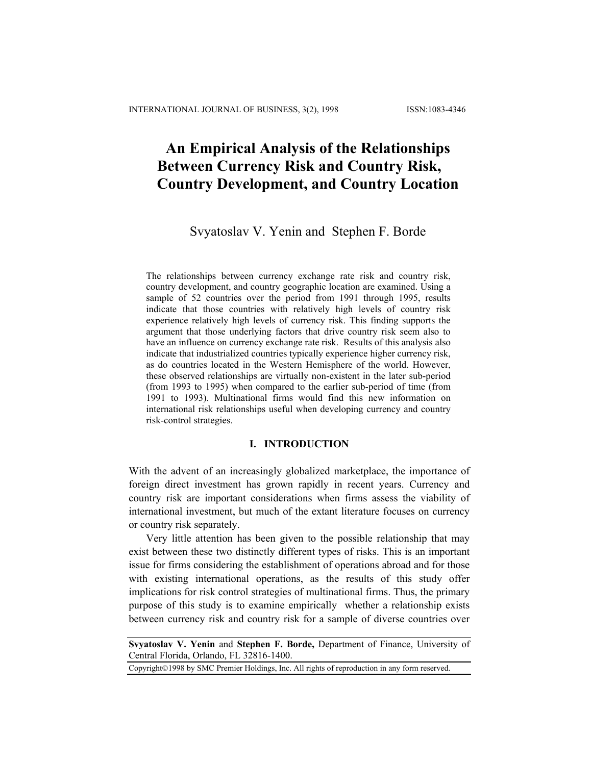# An Empirical Analysis of the Relationships Between Currency Risk and Country Risk, Country Development, and Country Location

Svyatoslav V. Yenin and Stephen F. Borde

The relationships between currency exchange rate risk and country risk, country development, and country geographic location are examined. Using a sample of 52 countries over the period from 1991 through 1995, results indicate that those countries with relatively high levels of country risk experience relatively high levels of currency risk. This finding supports the argument that those underlying factors that drive country risk seem also to have an influence on currency exchange rate risk. Results of this analysis also indicate that industrialized countries typically experience higher currency risk, as do countries located in the Western Hemisphere of the world. However, these observed relationships are virtually non-existent in the later sub-period (from 1993 to 1995) when compared to the earlier sub-period of time (from 1991 to 1993). Multinational firms would find this new information on international risk relationships useful when developing currency and country risk-control strategies.

## I. INTRODUCTION

With the advent of an increasingly globalized marketplace, the importance of foreign direct investment has grown rapidly in recent years. Currency and country risk are important considerations when firms assess the viability of international investment, but much of the extant literature focuses on currency or country risk separately.

Very little attention has been given to the possible relationship that may exist between these two distinctly different types of risks. This is an important issue for firms considering the establishment of operations abroad and for those with existing international operations, as the results of this study offer implications for risk control strategies of multinational firms. Thus, the primary purpose of this study is to examine empirically whether a relationship exists between currency risk and country risk for a sample of diverse countries over

**Svyatoslav V. Yenin** and **Stephen F. Borde,** Department of Finance, University of Central Florida, Orlando, FL 32816-1400.

Copyright©1998 by SMC Premier Holdings, Inc. All rights of reproduction in any form reserved.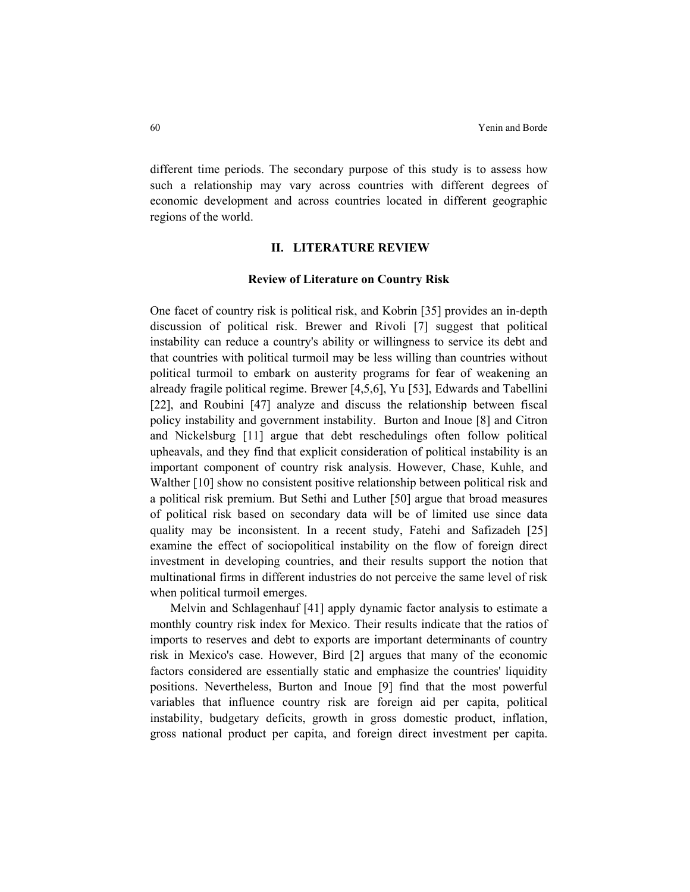different time periods. The secondary purpose of this study is to assess how such a relationship may vary across countries with different degrees of economic development and across countries located in different geographic regions of the world.

## II. LITERATURE REVIEW

### Review of Literature on Country Risk

One facet of country risk is political risk, and Kobrin [35] provides an in-depth discussion of political risk. Brewer and Rivoli [7] suggest that political instability can reduce a country's ability or willingness to service its debt and that countries with political turmoil may be less willing than countries without political turmoil to embark on austerity programs for fear of weakening an already fragile political regime. Brewer [4,5,6], Yu [53], Edwards and Tabellini [22], and Roubini [47] analyze and discuss the relationship between fiscal policy instability and government instability. Burton and Inoue [8] and Citron and Nickelsburg [11] argue that debt reschedulings often follow political upheavals, and they find that explicit consideration of political instability is an important component of country risk analysis. However, Chase, Kuhle, and Walther [10] show no consistent positive relationship between political risk and a political risk premium. But Sethi and Luther [50] argue that broad measures of political risk based on secondary data will be of limited use since data quality may be inconsistent. In a recent study, Fatehi and Safizadeh [25] examine the effect of sociopolitical instability on the flow of foreign direct investment in developing countries, and their results support the notion that multinational firms in different industries do not perceive the same level of risk when political turmoil emerges.

Melvin and Schlagenhauf [41] apply dynamic factor analysis to estimate a monthly country risk index for Mexico. Their results indicate that the ratios of imports to reserves and debt to exports are important determinants of country risk in Mexico's case. However, Bird [2] argues that many of the economic factors considered are essentially static and emphasize the countries' liquidity positions. Nevertheless, Burton and Inoue [9] find that the most powerful variables that influence country risk are foreign aid per capita, political instability, budgetary deficits, growth in gross domestic product, inflation, gross national product per capita, and foreign direct investment per capita.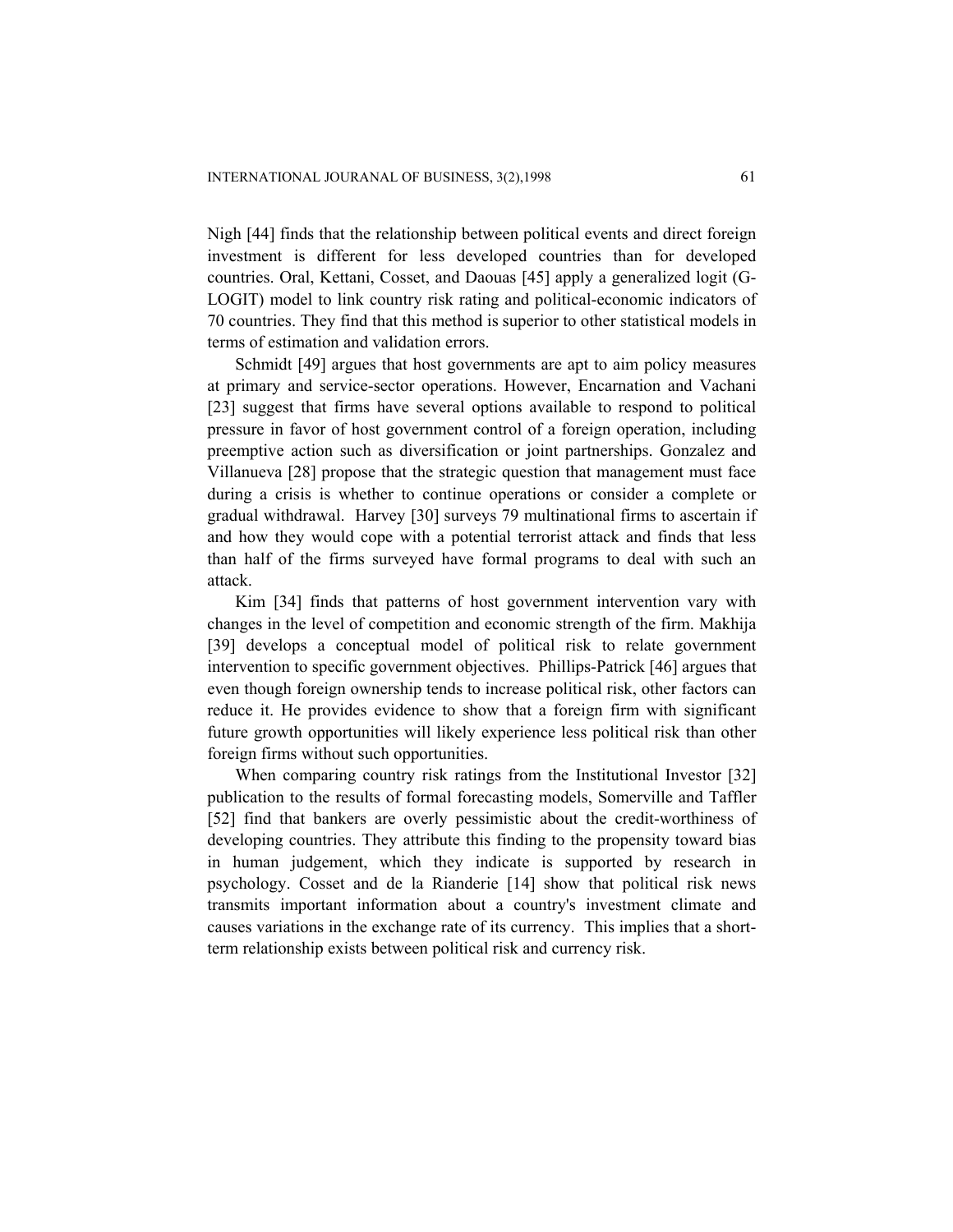Nigh [44] finds that the relationship between political events and direct foreign investment is different for less developed countries than for developed countries. Oral, Kettani, Cosset, and Daouas [45] apply a generalized logit (G-LOGIT) model to link country risk rating and political-economic indicators of 70 countries. They find that this method is superior to other statistical models in terms of estimation and validation errors.

Schmidt [49] argues that host governments are apt to aim policy measures at primary and service-sector operations. However, Encarnation and Vachani [23] suggest that firms have several options available to respond to political pressure in favor of host government control of a foreign operation, including preemptive action such as diversification or joint partnerships. Gonzalez and Villanueva [28] propose that the strategic question that management must face during a crisis is whether to continue operations or consider a complete or gradual withdrawal. Harvey [30] surveys 79 multinational firms to ascertain if and how they would cope with a potential terrorist attack and finds that less than half of the firms surveyed have formal programs to deal with such an attack.

Kim [34] finds that patterns of host government intervention vary with changes in the level of competition and economic strength of the firm. Makhija [39] develops a conceptual model of political risk to relate government intervention to specific government objectives. Phillips-Patrick [46] argues that even though foreign ownership tends to increase political risk, other factors can reduce it. He provides evidence to show that a foreign firm with significant future growth opportunities will likely experience less political risk than other foreign firms without such opportunities.

When comparing country risk ratings from the Institutional Investor [32] publication to the results of formal forecasting models, Somerville and Taffler [52] find that bankers are overly pessimistic about the credit-worthiness of developing countries. They attribute this finding to the propensity toward bias in human judgement, which they indicate is supported by research in psychology. Cosset and de la Rianderie [14] show that political risk news transmits important information about a country's investment climate and causes variations in the exchange rate of its currency. This implies that a short-term relationship exists between political risk and currency risk.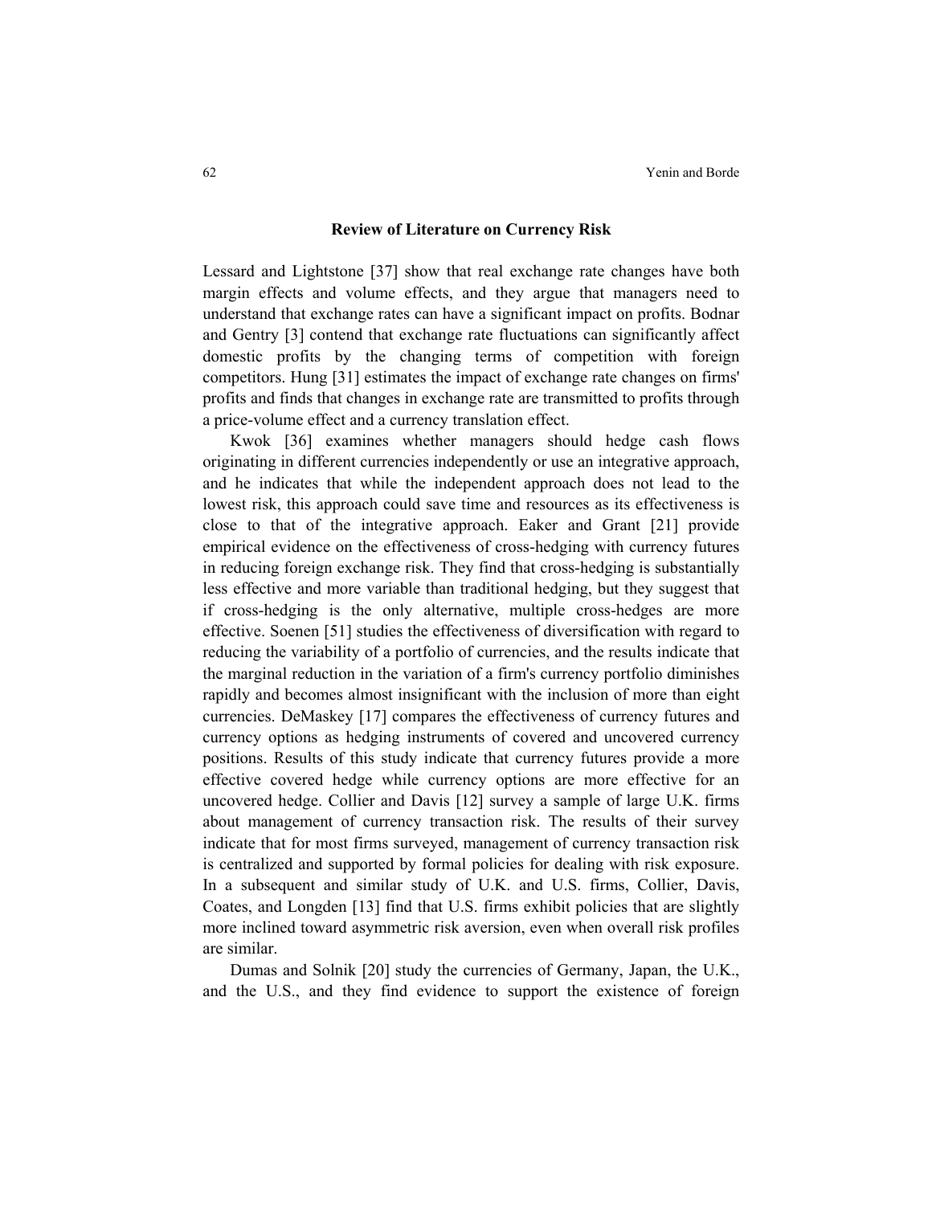## Review of Literature on Currency Risk

Lessard and Lightstone [37] show that real exchange rate changes have both margin effects and volume effects, and they argue that managers need to understand that exchange rates can have a significant impact on profits. Bodnar and Gentry [3] contend that exchange rate fluctuations can significantly affect domestic profits by the changing terms of competition with foreign competitors. Hung [31] estimates the impact of exchange rate changes on firms' profits and finds that changes in exchange rate are transmitted to profits through a price-volume effect and a currency translation effect.

Kwok [36] examines whether managers should hedge cash flows originating in different currencies independently or use an integrative approach, and he indicates that while the independent approach does not lead to the lowest risk, this approach could save time and resources as its effectiveness is close to that of the integrative approach. Eaker and Grant [21] provide empirical evidence on the effectiveness of cross-hedging with currency futures in reducing foreign exchange risk. They find that cross-hedging is substantially less effective and more variable than traditional hedging, but they suggest that if cross-hedging is the only alternative, multiple cross-hedges are more effective. Soenen [51] studies the effectiveness of diversification with regard to reducing the variability of a portfolio of currencies, and the results indicate that the marginal reduction in the variation of a firm's currency portfolio diminishes rapidly and becomes almost insignificant with the inclusion of more than eight currencies. DeMaskey [17] compares the effectiveness of currency futures and currency options as hedging instruments of covered and uncovered currency positions. Results of this study indicate that currency futures provide a more effective covered hedge while currency options are more effective for an uncovered hedge. Collier and Davis [12] survey a sample of large U.K. firms about management of currency transaction risk. The results of their survey indicate that for most firms surveyed, management of currency transaction risk is centralized and supported by formal policies for dealing with risk exposure. In a subsequent and similar study of U.K. and U.S. firms, Collier, Davis, Coates, and Longden [13] find that U.S. firms exhibit policies that are slightly more inclined toward asymmetric risk aversion, even when overall risk profiles are similar.

Dumas and Solnik [20] study the currencies of Germany, Japan, the U.K., and the U.S., and they find evidence to support the existence of foreign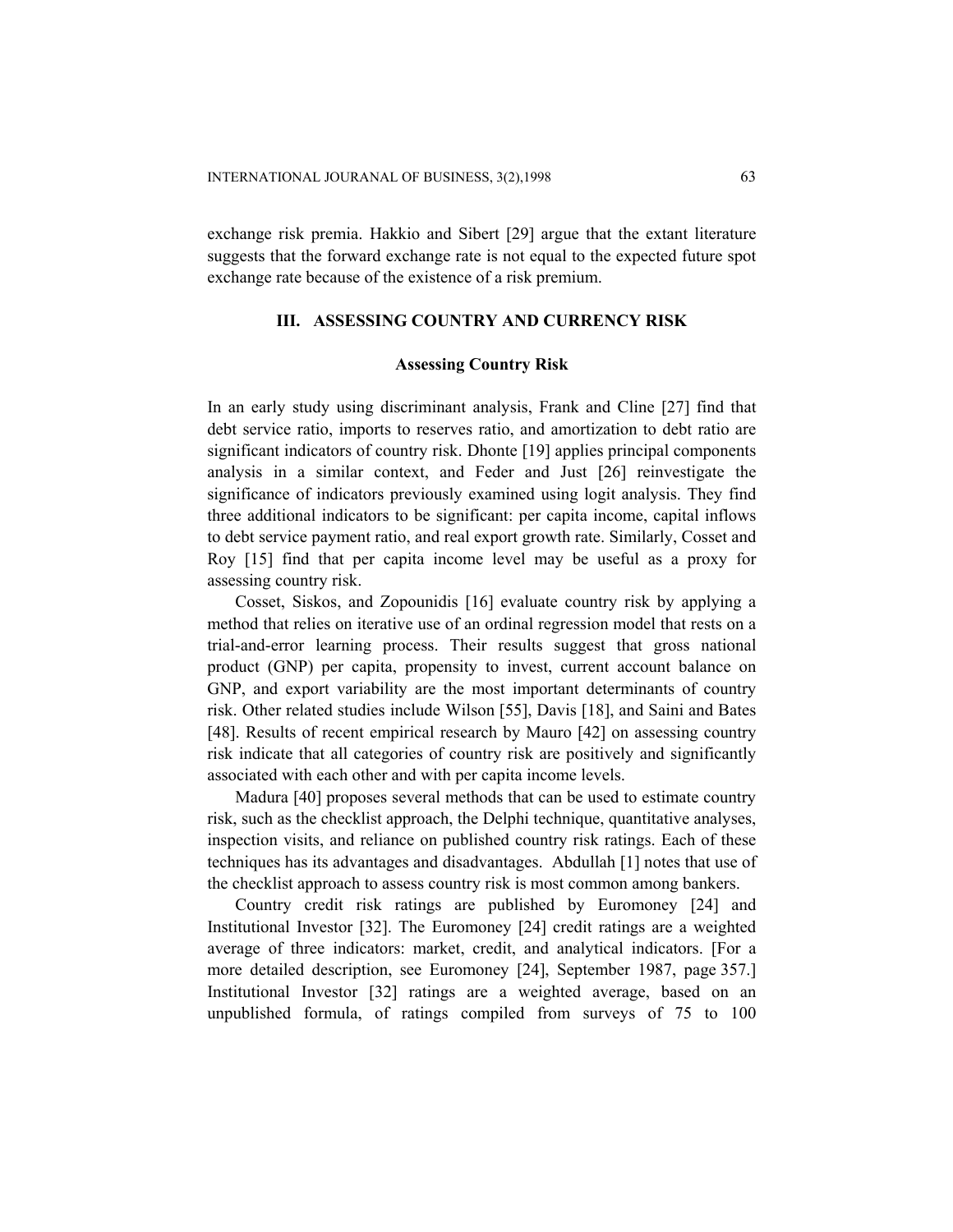exchange risk premia. Hakkio and Sibert [29] argue that the extant literature suggests that the forward exchange rate is not equal to the expected future spot exchange rate because of the existence of a risk premium.

## III. ASSESSING COUNTRY AND CURRENCY RISK

### Assessing Country Risk

In an early study using discriminant analysis, Frank and Cline [27] find that debt service ratio, imports to reserves ratio, and amortization to debt ratio are significant indicators of country risk. Dhonte [19] applies principal components analysis in a similar context, and Feder and Just [26] reinvestigate the significance of indicators previously examined using logit analysis. They find three additional indicators to be significant: per capita income, capital inflows to debt service payment ratio, and real export growth rate. Similarly, Cosset and Roy [15] find that per capita income level may be useful as a proxy for assessing country risk.

Cosset, Siskos, and Zopounidis [16] evaluate country risk by applying a method that relies on iterative use of an ordinal regression model that rests on a trial-and-error learning process. Their results suggest that gross national product (GNP) per capita, propensity to invest, current account balance on GNP, and export variability are the most important determinants of country risk. Other related studies include Wilson [55], Davis [18], and Saini and Bates [48]. Results of recent empirical research by Mauro [42] on assessing country risk indicate that all categories of country risk are positively and significantly associated with each other and with per capita income levels.

Madura [40] proposes several methods that can be used to estimate country risk, such as the checklist approach, the Delphi technique, quantitative analyses, inspection visits, and reliance on published country risk ratings. Each of these techniques has its advantages and disadvantages. Abdullah [1] notes that use of the checklist approach to assess country risk is most common among bankers.

Country credit risk ratings are published by Euromoney [24] and Institutional Investor [32]. The Euromoney [24] credit ratings are a weighted average of three indicators: market, credit, and analytical indicators. [For a more detailed description, see Euromoney [24], September 1987, page 357.] Institutional Investor [32] ratings are a weighted average, based on an unpublished formula, of ratings compiled from surveys of 75 to 100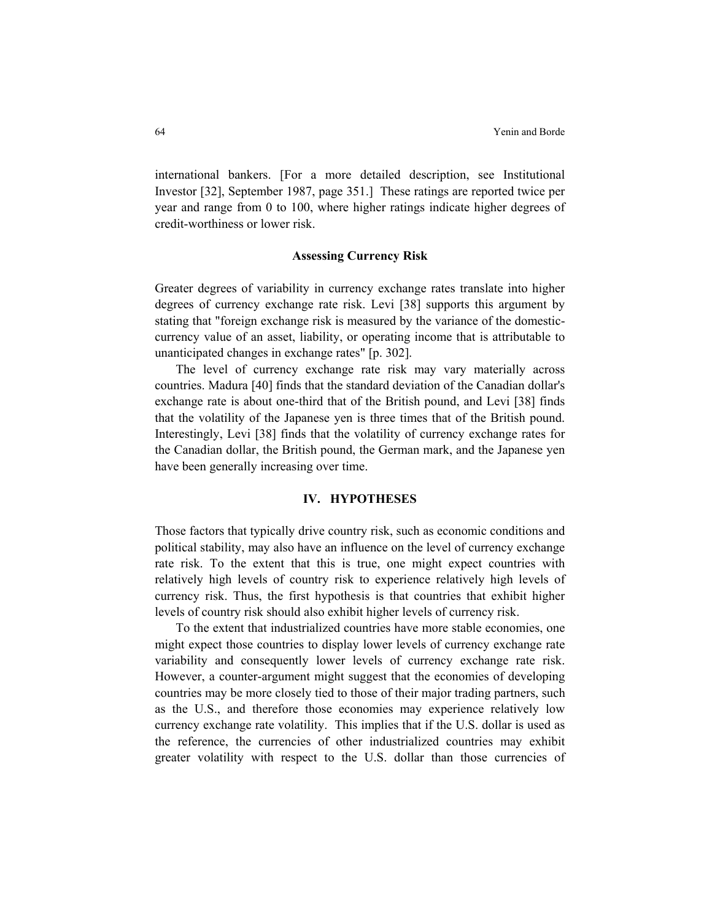international bankers. [For a more detailed description, see Institutional Investor [32], September 1987, page 351.] These ratings are reported twice per year and range from 0 to 100, where higher ratings indicate higher degrees of credit-worthiness or lower risk.

### Assessing Currency Risk

Greater degrees of variability in currency exchange rates translate into higher degrees of currency exchange rate risk. Levi [38] supports this argument by stating that "foreign exchange risk is measured by the variance of the domestic-currency value of an asset, liability, or operating income that is attributable to unanticipated changes in exchange rates" [p. 302].

The level of currency exchange rate risk may vary materially across countries. Madura [40] finds that the standard deviation of the Canadian dollar's exchange rate is about one-third that of the British pound, and Levi [38] finds that the volatility of the Japanese yen is three times that of the British pound. Interestingly, Levi [38] finds that the volatility of currency exchange rates for the Canadian dollar, the British pound, the German mark, and the Japanese yen have been generally increasing over time.

## IV. HYPOTHESES

Those factors that typically drive country risk, such as economic conditions and political stability, may also have an influence on the level of currency exchange rate risk. To the extent that this is true, one might expect countries with relatively high levels of country risk to experience relatively high levels of currency risk. Thus, the first hypothesis is that countries that exhibit higher levels of country risk should also exhibit higher levels of currency risk.

To the extent that industrialized countries have more stable economies, one might expect those countries to display lower levels of currency exchange rate variability and consequently lower levels of currency exchange rate risk. However, a counter-argument might suggest that the economies of developing countries may be more closely tied to those of their major trading partners, such as the U.S., and therefore those economies may experience relatively low currency exchange rate volatility. This implies that if the U.S. dollar is used as the reference, the currencies of other industrialized countries may exhibit greater volatility with respect to the U.S. dollar than those currencies of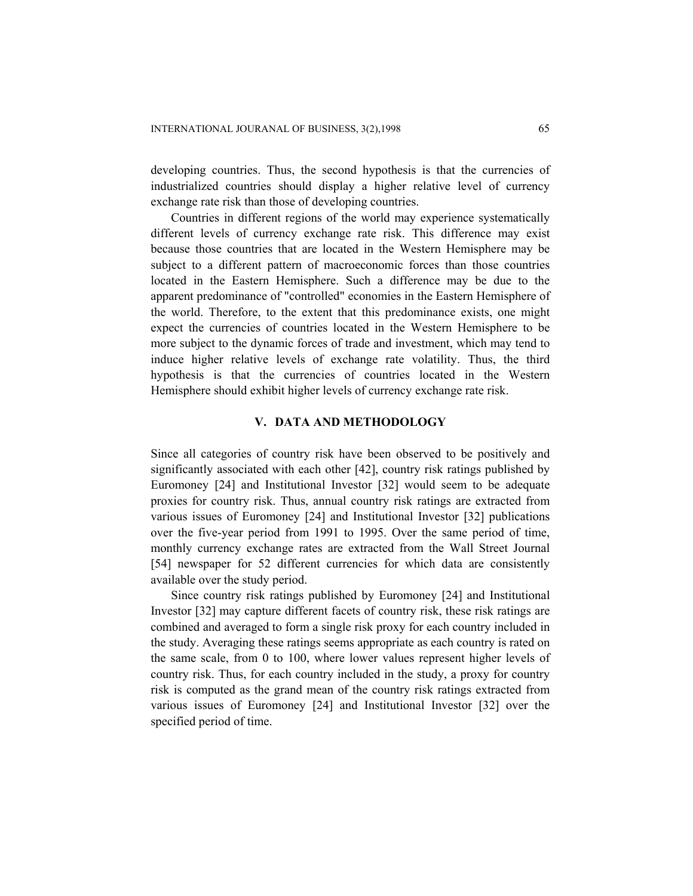developing countries. Thus, the second hypothesis is that the currencies of industrialized countries should display a higher relative level of currency exchange rate risk than those of developing countries.

Countries in different regions of the world may experience systematically different levels of currency exchange rate risk. This difference may exist because those countries that are located in the Western Hemisphere may be subject to a different pattern of macroeconomic forces than those countries located in the Eastern Hemisphere. Such a difference may be due to the apparent predominance of "controlled" economies in the Eastern Hemisphere of the world. Therefore, to the extent that this predominance exists, one might expect the currencies of countries located in the Western Hemisphere to be more subject to the dynamic forces of trade and investment, which may tend to induce higher relative levels of exchange rate volatility. Thus, the third hypothesis is that the currencies of countries located in the Western Hemisphere should exhibit higher levels of currency exchange rate risk.

## V. DATA AND METHODOLOGY

Since all categories of country risk have been observed to be positively and significantly associated with each other [42], country risk ratings published by Euromoney [24] and Institutional Investor [32] would seem to be adequate proxies for country risk. Thus, annual country risk ratings are extracted from various issues of Euromoney [24] and Institutional Investor [32] publications over the five-year period from 1991 to 1995. Over the same period of time, monthly currency exchange rates are extracted from the Wall Street Journal [54] newspaper for 52 different currencies for which data are consistently available over the study period.

Since country risk ratings published by Euromoney [24] and Institutional Investor [32] may capture different facets of country risk, these risk ratings are combined and averaged to form a single risk proxy for each country included in the study. Averaging these ratings seems appropriate as each country is rated on the same scale, from 0 to 100, where lower values represent higher levels of country risk. Thus, for each country included in the study, a proxy for country risk is computed as the grand mean of the country risk ratings extracted from various issues of Euromoney [24] and Institutional Investor [32] over the specified period of time.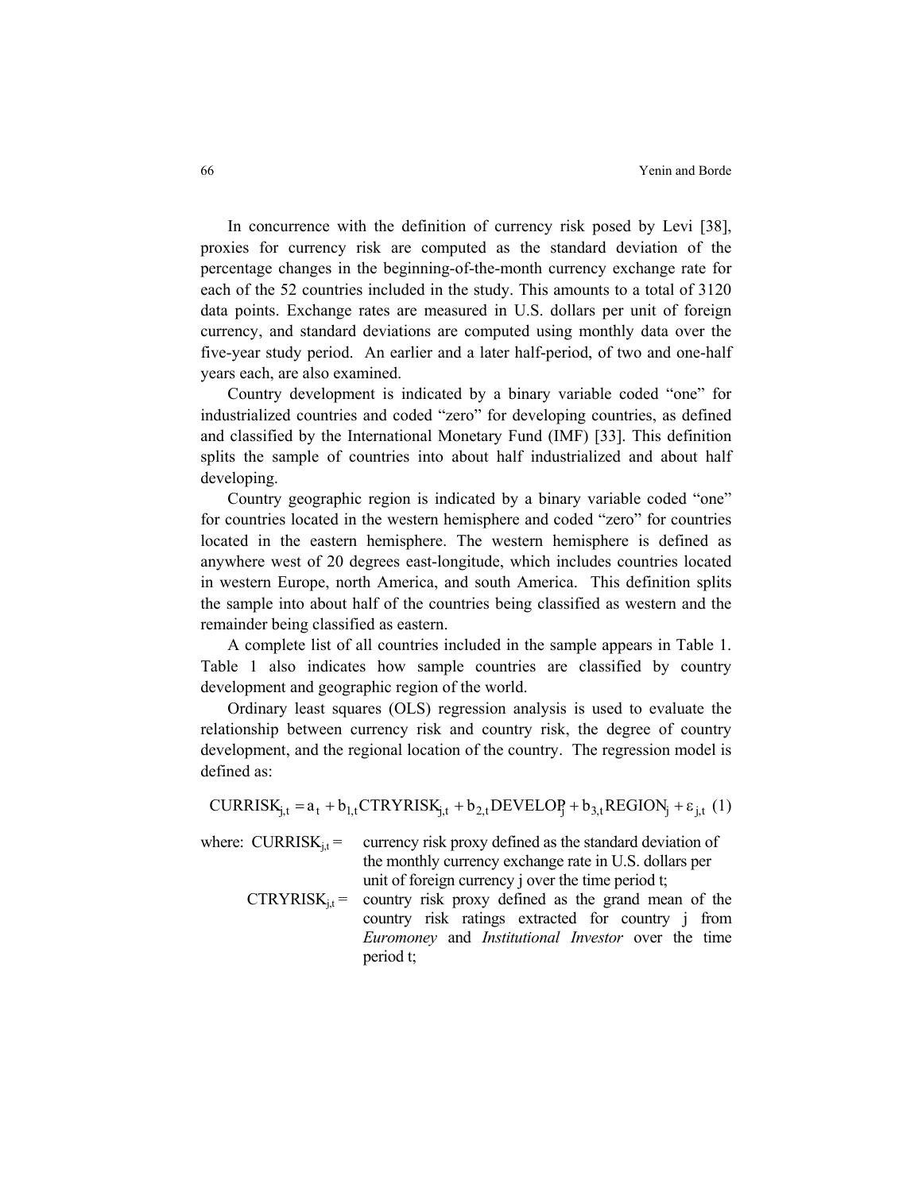In concurrence with the definition of currency risk posed by Levi [38], proxies for currency risk are computed as the standard deviation of the percentage changes in the beginning-of-the-month currency exchange rate for each of the 52 countries included in the study. This amounts to a total of 3120 data points. Exchange rates are measured in U.S. dollars per unit of foreign currency, and standard deviations are computed using monthly data over the five-year study period. An earlier and a later half-period, of two and one-half years each, are also examined.

Country development is indicated by a binary variable coded "one" for industrialized countries and coded "zero" for developing countries, as defined and classified by the International Monetary Fund (IMF) [33]. This definition splits the sample of countries into about half industrialized and about half developing.

Country geographic region is indicated by a binary variable coded "one" for countries located in the western hemisphere and coded "zero" for countries located in the eastern hemisphere. The western hemisphere is defined as anywhere west of 20 degrees east-longitude, which includes countries located in western Europe, north America, and south America. This definition splits the sample into about half of the countries being classified as western and the remainder being classified as eastern.

A complete list of all countries included in the sample appears in Table 1. Table 1 also indicates how sample countries are classified by country development and geographic region of the world.

Ordinary least squares (OLS) regression analysis is used to evaluate the relationship between currency risk and country risk, the degree of country development, and the regional location of the country. The regression model is defined as:

$$\text{CURRISK}_{j,t} = a_t + b_{1,t}\text{CTRYRISK}_{j,t} + b_{2,t}\text{DEVELOP}_j + b_{3,t}\text{REGION}_j + \varepsilon_{j,t} \quad (1)$$

where: $\text{CURRISK}_{j,t}$ = currency risk proxy defined as the standard deviation of the monthly currency exchange rate in U.S. dollars per unit of foreign currency j over the time period t;

$\text{CTRYRISK}_{j,t}$ = country risk proxy defined as the grand mean of the country risk ratings extracted for country j from *Euromoney* and *Institutional Investor* over the time period t;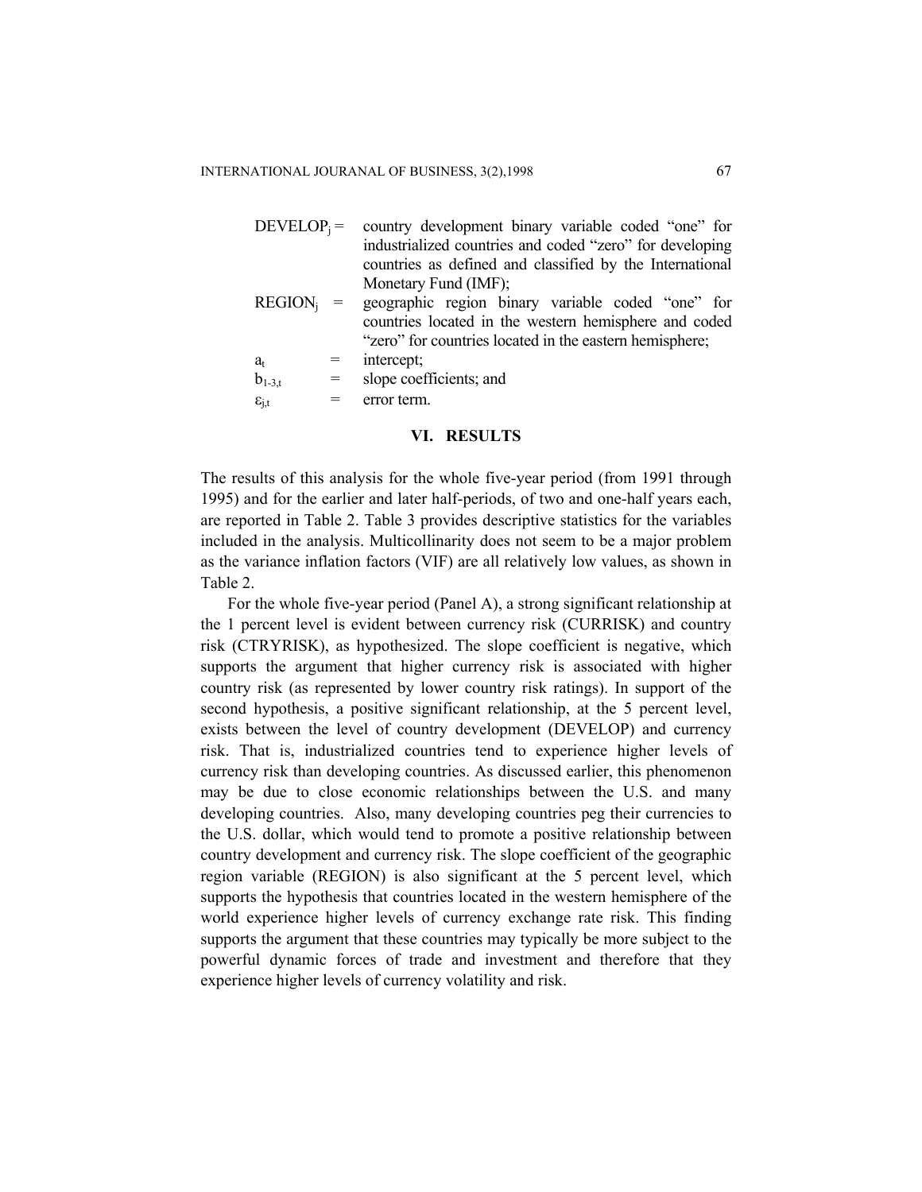$DEVELOP_j$ = country development binary variable coded "one" for industrialized countries and coded "zero" for developing countries as defined and classified by the International Monetary Fund (IMF);

$REGION_j$ = geographic region binary variable coded "one" for countries located in the western hemisphere and coded "zero" for countries located in the eastern hemisphere;

$a_t$ = intercept;

$b_{1\text{-}3,t}$ = slope coefficients; and

$\varepsilon_{j,t}$ = error term.

## VI. RESULTS

The results of this analysis for the whole five-year period (from 1991 through 1995) and for the earlier and later half-periods, of two and one-half years each, are reported in Table 2. Table 3 provides descriptive statistics for the variables included in the analysis. Multicollinarity does not seem to be a major problem as the variance inflation factors (VIF) are all relatively low values, as shown in Table 2.

For the whole five-year period (Panel A), a strong significant relationship at the 1 percent level is evident between currency risk (CURRISK) and country risk (CTRYRISK), as hypothesized. The slope coefficient is negative, which supports the argument that higher currency risk is associated with higher country risk (as represented by lower country risk ratings). In support of the second hypothesis, a positive significant relationship, at the 5 percent level, exists between the level of country development (DEVELOP) and currency risk. That is, industrialized countries tend to experience higher levels of currency risk than developing countries. As discussed earlier, this phenomenon may be due to close economic relationships between the U.S. and many developing countries. Also, many developing countries peg their currencies to the U.S. dollar, which would tend to promote a positive relationship between country development and currency risk. The slope coefficient of the geographic region variable (REGION) is also significant at the 5 percent level, which supports the hypothesis that countries located in the western hemisphere of the world experience higher levels of currency exchange rate risk. This finding supports the argument that these countries may typically be more subject to the powerful dynamic forces of trade and investment and therefore that they experience higher levels of currency volatility and risk.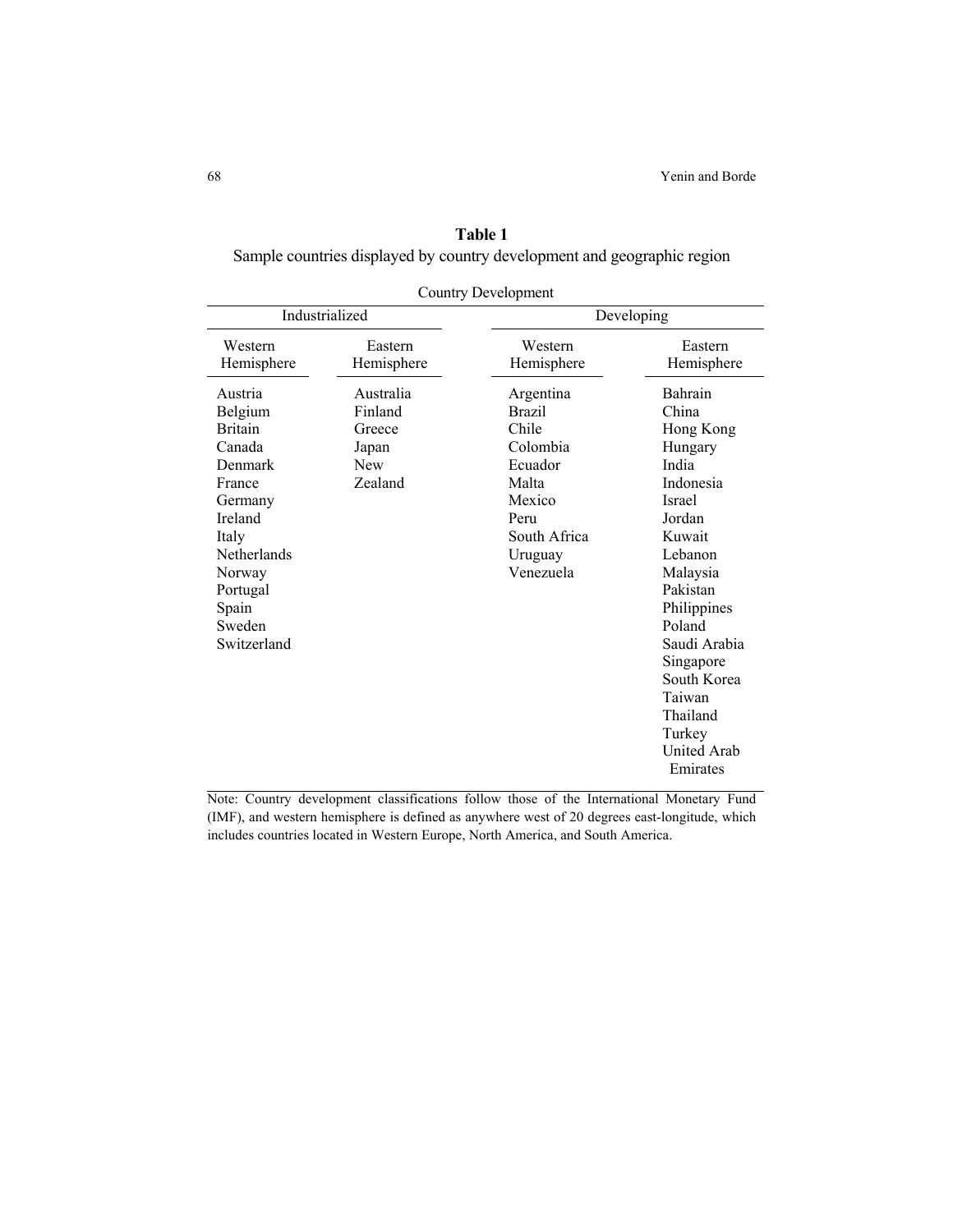**Table 1**

Sample countries displayed by country development and geographic region

| Country Development | | | |
|---|---|---|---|
| Industrialized | | Developing | |
| Western Hemisphere | Eastern Hemisphere | Western Hemisphere | Eastern Hemisphere |
| Austria | Australia | Argentina | Bahrain |
| Belgium | Finland | Brazil | China |
| Britain | Greece | Chile | Hong Kong |
| Canada | Japan | Colombia | Hungary |
| Denmark | New Zealand | Ecuador | India |
| France | | Malta | Indonesia |
| Germany | | Mexico | Israel |
| Ireland | | Peru | Jordan |
| Italy | | South Africa | Kuwait |
| Netherlands | | Uruguay | Lebanon |
| Norway | | Venezuela | Malaysia |
| Portugal | | | Pakistan |
| Spain | | | Philippines |
| Sweden | | | Poland |
| Switzerland | | | Saudi Arabia |
| | | | Singapore |
| | | | South Korea |
| | | | Taiwan |
| | | | Thailand |
| | | | Turkey |
| | | | United Arab Emirates |

Note: Country development classifications follow those of the International Monetary Fund (IMF), and western hemisphere is defined as anywhere west of 20 degrees east-longitude, which includes countries located in Western Europe, North America, and South America.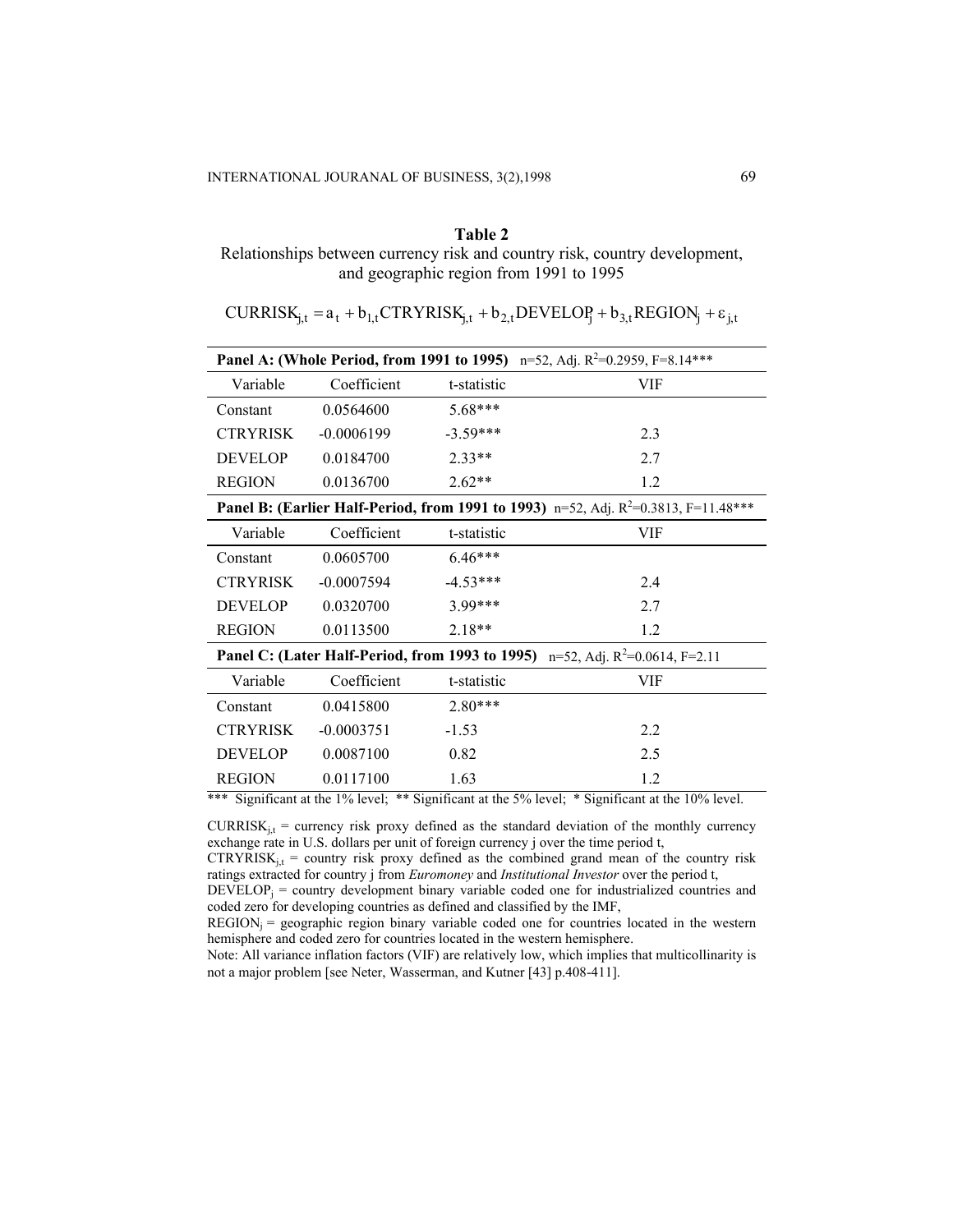**Table 2**

Relationships between currency risk and country risk, country development, and geographic region from 1991 to 1995

$$\text{CURRISK}_{j,t} = a_t + b_{1,t}\text{CTRYRISK}_{j,t} + b_{2,t}\text{DEVELOP}_j + b_{3,t}\text{REGION}_j + \varepsilon_{j,t}$$

| **Panel A: (Whole Period, from 1991 to 1995)** n=52, Adj. $R^2$=0.2959, F=8.14*** | | | |
|---|---|---|---|
| Variable | Coefficient | t-statistic | VIF |
| Constant | 0.0564600 | 5.68*** | |
| CTRYRISK | -0.0006199 | -3.59*** | 2.3 |
| DEVELOP | 0.0184700 | 2.33** | 2.7 |
| REGION | 0.0136700 | 2.62** | 1.2 |
| **Panel B: (Earlier Half-Period, from 1991 to 1993)** n=52, Adj. $R^2$=0.3813, F=11.48*** | | | |
| Variable | Coefficient | t-statistic | VIF |
| Constant | 0.0605700 | 6.46*** | |
| CTRYRISK | -0.0007594 | -4.53*** | 2.4 |
| DEVELOP | 0.0320700 | 3.99*** | 2.7 |
| REGION | 0.0113500 | 2.18** | 1.2 |
| **Panel C: (Later Half-Period, from 1993 to 1995)** n=52, Adj. $R^2$=0.0614, F=2.11 | | | |
| Variable | Coefficient | t-statistic | VIF |
| Constant | 0.0415800 | 2.80*** | |
| CTRYRISK | -0.0003751 | -1.53 | 2.2 |
| DEVELOP | 0.0087100 | 0.82 | 2.5 |
| REGION | 0.0117100 | 1.63 | 1.2 |

*** Significant at the 1% level; ** Significant at the 5% level; * Significant at the 10% level.

$\text{CURRISK}_{j,t}$ = currency risk proxy defined as the standard deviation of the monthly currency exchange rate in U.S. dollars per unit of foreign currency j over the time period t,

$\text{CTRYRISK}_{j,t}$ = country risk proxy defined as the combined grand mean of the country risk ratings extracted for country j from *Euromoney* and *Institutional Investor* over the period t,

$\text{DEVELOP}_j$ = country development binary variable coded one for industrialized countries and coded zero for developing countries as defined and classified by the IMF,

$\text{REGION}_j$ = geographic region binary variable coded one for countries located in the western hemisphere and coded zero for countries located in the western hemisphere.

Note: All variance inflation factors (VIF) are relatively low, which implies that multicollinarity is not a major problem [see Neter, Wasserman, and Kutner [43] p.408-411].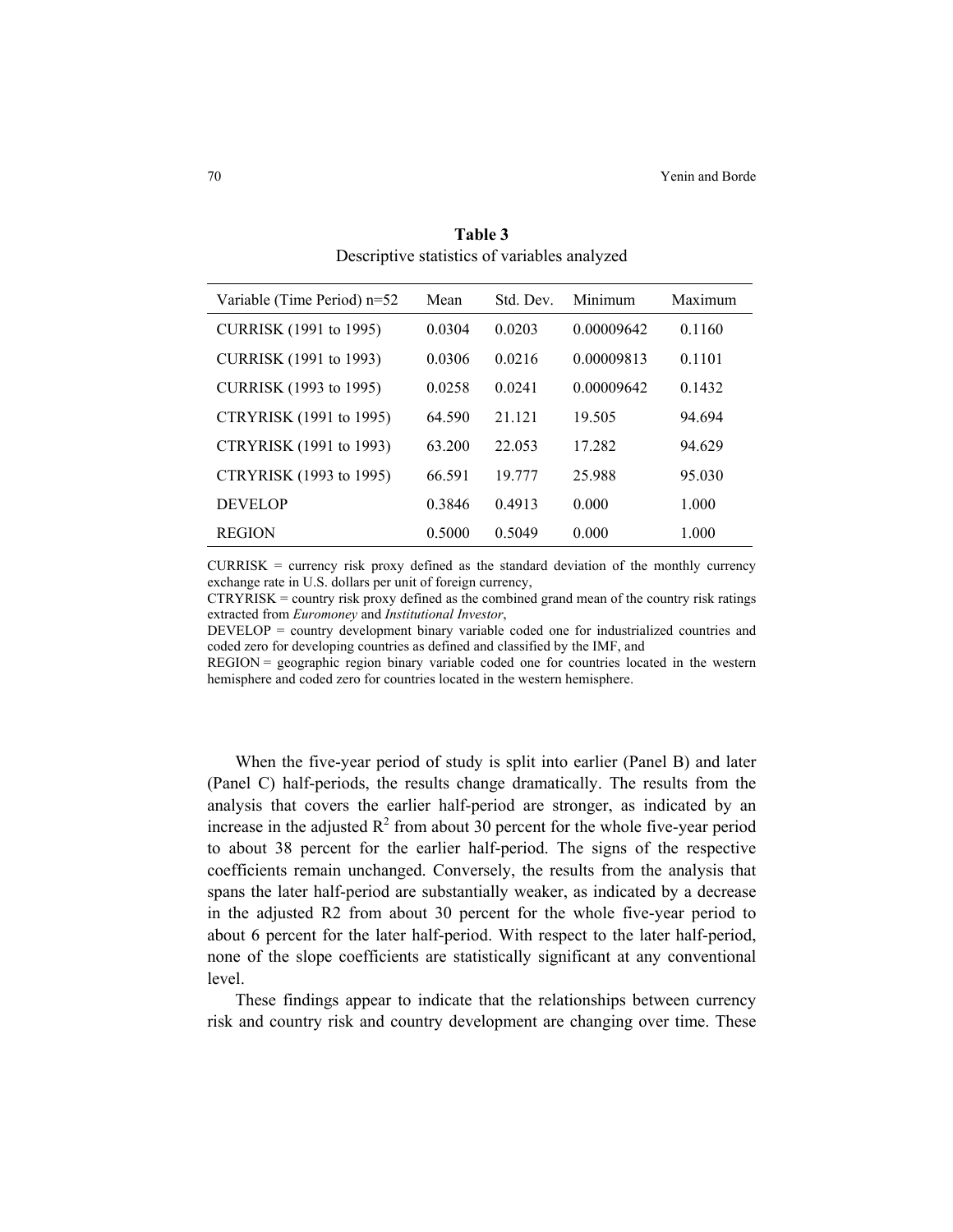**Table 3**
Descriptive statistics of variables analyzed

| Variable (Time Period) n=52 | Mean | Std. Dev. | Minimum | Maximum |
|---|---|---|---|---|
| CURRISK (1991 to 1995) | 0.0304 | 0.0203 | 0.00009642 | 0.1160 |
| CURRISK (1991 to 1993) | 0.0306 | 0.0216 | 0.00009813 | 0.1101 |
| CURRISK (1993 to 1995) | 0.0258 | 0.0241 | 0.00009642 | 0.1432 |
| CTRYRISK (1991 to 1995) | 64.590 | 21.121 | 19.505 | 94.694 |
| CTRYRISK (1991 to 1993) | 63.200 | 22.053 | 17.282 | 94.629 |
| CTRYRISK (1993 to 1995) | 66.591 | 19.777 | 25.988 | 95.030 |
| DEVELOP | 0.3846 | 0.4913 | 0.000 | 1.000 |
| REGION | 0.5000 | 0.5049 | 0.000 | 1.000 |

CURRISK = currency risk proxy defined as the standard deviation of the monthly currency exchange rate in U.S. dollars per unit of foreign currency,
CTRYRISK = country risk proxy defined as the combined grand mean of the country risk ratings extracted from *Euromoney* and *Institutional Investor*,
DEVELOP = country development binary variable coded one for industrialized countries and coded zero for developing countries as defined and classified by the IMF, and
REGION = geographic region binary variable coded one for countries located in the western hemisphere and coded zero for countries located in the western hemisphere.

When the five-year period of study is split into earlier (Panel B) and later (Panel C) half-periods, the results change dramatically. The results from the analysis that covers the earlier half-period are stronger, as indicated by an increase in the adjusted $R^2$ from about 30 percent for the whole five-year period to about 38 percent for the earlier half-period. The signs of the respective coefficients remain unchanged. Conversely, the results from the analysis that spans the later half-period are substantially weaker, as indicated by a decrease in the adjusted R2 from about 30 percent for the whole five-year period to about 6 percent for the later half-period. With respect to the later half-period, none of the slope coefficients are statistically significant at any conventional level.

These findings appear to indicate that the relationships between currency risk and country risk and country development are changing over time. These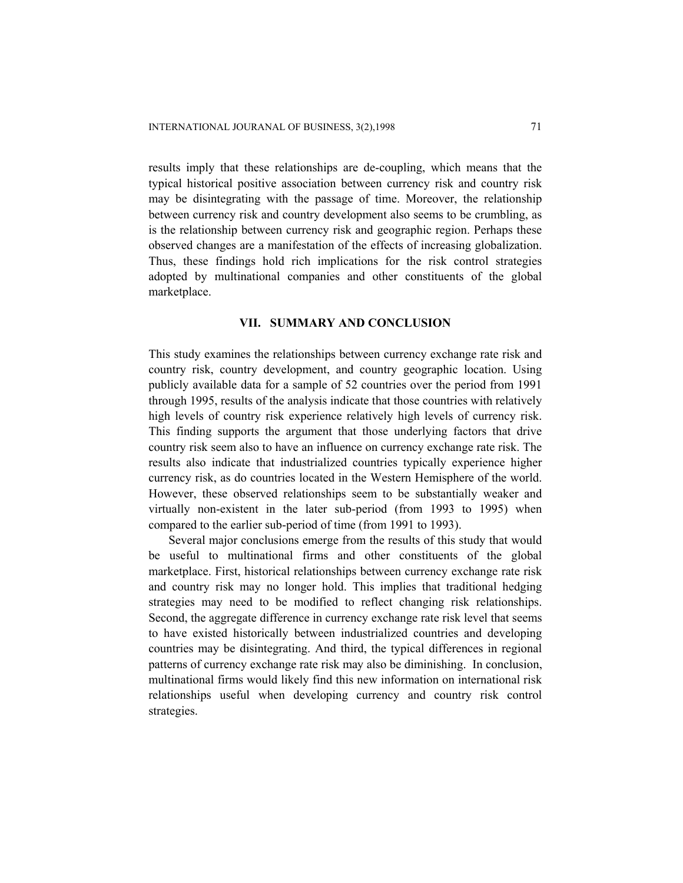results imply that these relationships are de-coupling, which means that the typical historical positive association between currency risk and country risk may be disintegrating with the passage of time. Moreover, the relationship between currency risk and country development also seems to be crumbling, as is the relationship between currency risk and geographic region. Perhaps these observed changes are a manifestation of the effects of increasing globalization. Thus, these findings hold rich implications for the risk control strategies adopted by multinational companies and other constituents of the global marketplace.

## VII. SUMMARY AND CONCLUSION

This study examines the relationships between currency exchange rate risk and country risk, country development, and country geographic location. Using publicly available data for a sample of 52 countries over the period from 1991 through 1995, results of the analysis indicate that those countries with relatively high levels of country risk experience relatively high levels of currency risk. This finding supports the argument that those underlying factors that drive country risk seem also to have an influence on currency exchange rate risk. The results also indicate that industrialized countries typically experience higher currency risk, as do countries located in the Western Hemisphere of the world. However, these observed relationships seem to be substantially weaker and virtually non-existent in the later sub-period (from 1993 to 1995) when compared to the earlier sub-period of time (from 1991 to 1993).

Several major conclusions emerge from the results of this study that would be useful to multinational firms and other constituents of the global marketplace. First, historical relationships between currency exchange rate risk and country risk may no longer hold. This implies that traditional hedging strategies may need to be modified to reflect changing risk relationships. Second, the aggregate difference in currency exchange rate risk level that seems to have existed historically between industrialized countries and developing countries may be disintegrating. And third, the typical differences in regional patterns of currency exchange rate risk may also be diminishing. In conclusion, multinational firms would likely find this new information on international risk relationships useful when developing currency and country risk control strategies.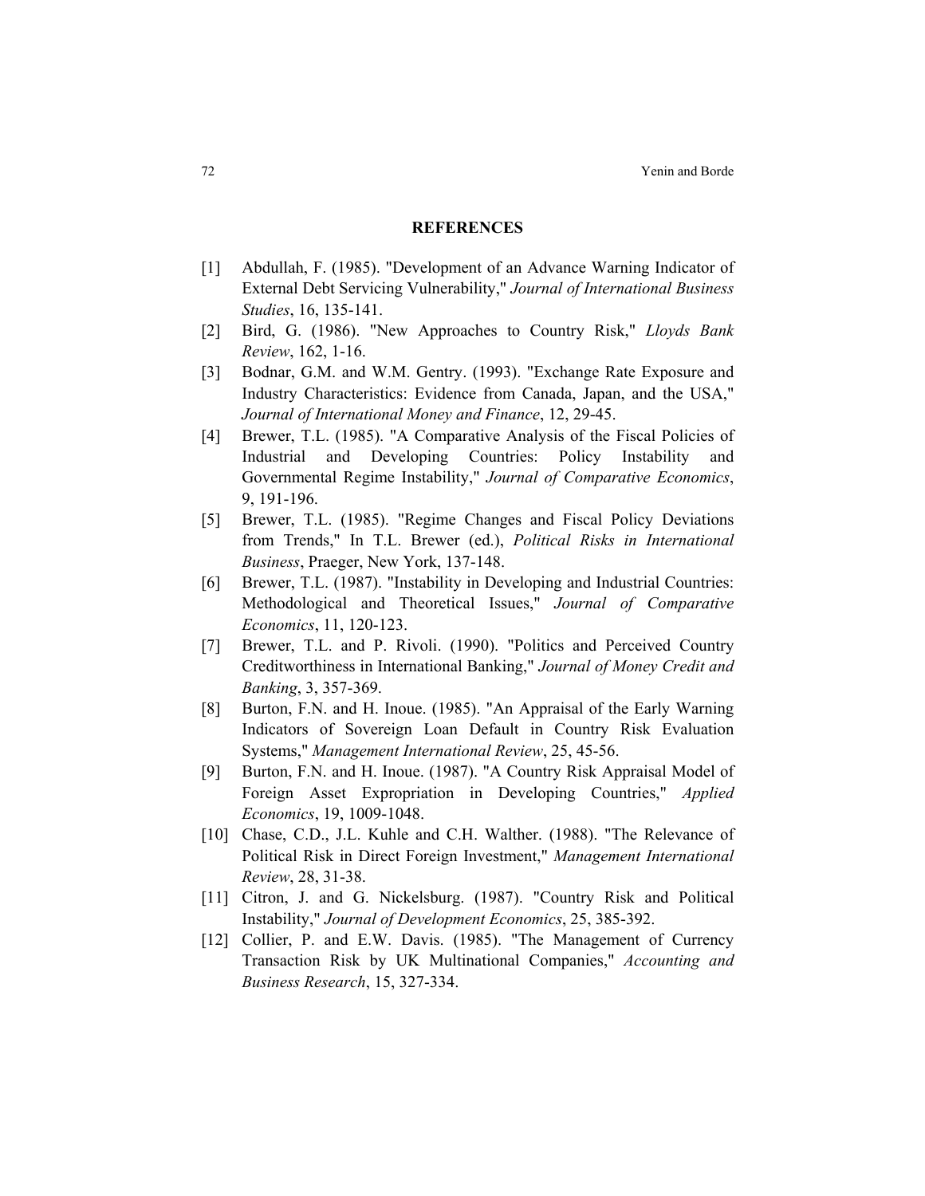## REFERENCES

[1] Abdullah, F. (1985). "Development of an Advance Warning Indicator of External Debt Servicing Vulnerability," *Journal of International Business Studies*, 16, 135-141.

[2] Bird, G. (1986). "New Approaches to Country Risk," *Lloyds Bank Review*, 162, 1-16.

[3] Bodnar, G.M. and W.M. Gentry. (1993). "Exchange Rate Exposure and Industry Characteristics: Evidence from Canada, Japan, and the USA," *Journal of International Money and Finance*, 12, 29-45.

[4] Brewer, T.L. (1985). "A Comparative Analysis of the Fiscal Policies of Industrial and Developing Countries: Policy Instability and Governmental Regime Instability," *Journal of Comparative Economics*, 9, 191-196.

[5] Brewer, T.L. (1985). "Regime Changes and Fiscal Policy Deviations from Trends," In T.L. Brewer (ed.), *Political Risks in International Business*, Praeger, New York, 137-148.

[6] Brewer, T.L. (1987). "Instability in Developing and Industrial Countries: Methodological and Theoretical Issues," *Journal of Comparative Economics*, 11, 120-123.

[7] Brewer, T.L. and P. Rivoli. (1990). "Politics and Perceived Country Creditworthiness in International Banking," *Journal of Money Credit and Banking*, 3, 357-369.

[8] Burton, F.N. and H. Inoue. (1985). "An Appraisal of the Early Warning Indicators of Sovereign Loan Default in Country Risk Evaluation Systems," *Management International Review*, 25, 45-56.

[9] Burton, F.N. and H. Inoue. (1987). "A Country Risk Appraisal Model of Foreign Asset Expropriation in Developing Countries," *Applied Economics*, 19, 1009-1048.

[10] Chase, C.D., J.L. Kuhle and C.H. Walther. (1988). "The Relevance of Political Risk in Direct Foreign Investment," *Management International Review*, 28, 31-38.

[11] Citron, J. and G. Nickelsburg. (1987). "Country Risk and Political Instability," *Journal of Development Economics*, 25, 385-392.

[12] Collier, P. and E.W. Davis. (1985). "The Management of Currency Transaction Risk by UK Multinational Companies," *Accounting and Business Research*, 15, 327-334.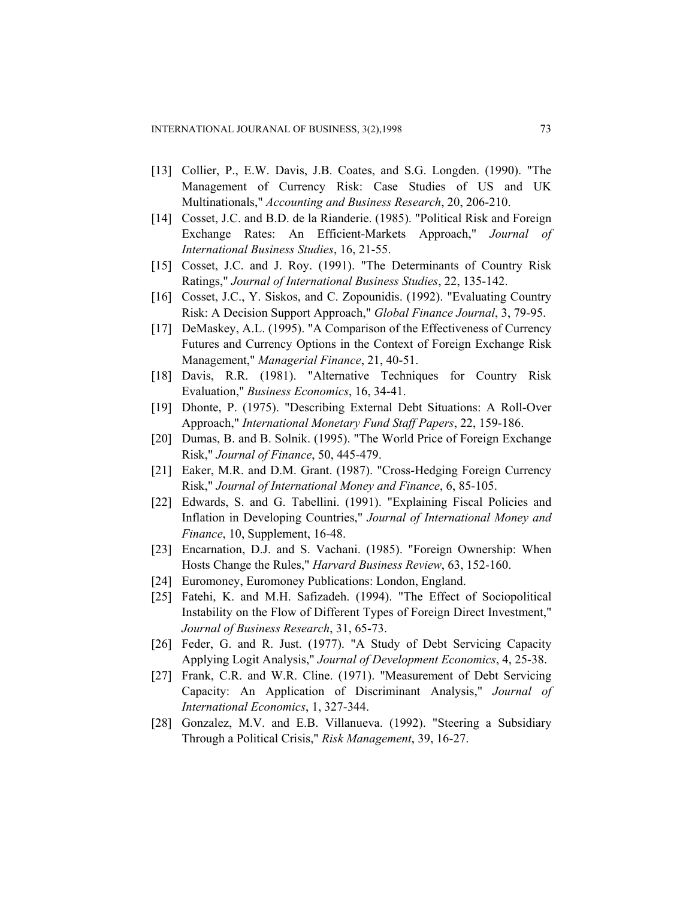[13] Collier, P., E.W. Davis, J.B. Coates, and S.G. Longden. (1990). "The Management of Currency Risk: Case Studies of US and UK Multinationals," *Accounting and Business Research*, 20, 206-210.

[14] Cosset, J.C. and B.D. de la Rianderie. (1985). "Political Risk and Foreign Exchange Rates: An Efficient-Markets Approach," *Journal of International Business Studies*, 16, 21-55.

[15] Cosset, J.C. and J. Roy. (1991). "The Determinants of Country Risk Ratings," *Journal of International Business Studies*, 22, 135-142.

[16] Cosset, J.C., Y. Siskos, and C. Zopounidis. (1992). "Evaluating Country Risk: A Decision Support Approach," *Global Finance Journal*, 3, 79-95.

[17] DeMaskey, A.L. (1995). "A Comparison of the Effectiveness of Currency Futures and Currency Options in the Context of Foreign Exchange Risk Management," *Managerial Finance*, 21, 40-51.

[18] Davis, R.R. (1981). "Alternative Techniques for Country Risk Evaluation," *Business Economics*, 16, 34-41.

[19] Dhonte, P. (1975). "Describing External Debt Situations: A Roll-Over Approach," *International Monetary Fund Staff Papers*, 22, 159-186.

[20] Dumas, B. and B. Solnik. (1995). "The World Price of Foreign Exchange Risk," *Journal of Finance*, 50, 445-479.

[21] Eaker, M.R. and D.M. Grant. (1987). "Cross-Hedging Foreign Currency Risk," *Journal of International Money and Finance*, 6, 85-105.

[22] Edwards, S. and G. Tabellini. (1991). "Explaining Fiscal Policies and Inflation in Developing Countries," *Journal of International Money and Finance*, 10, Supplement, 16-48.

[23] Encarnation, D.J. and S. Vachani. (1985). "Foreign Ownership: When Hosts Change the Rules," *Harvard Business Review*, 63, 152-160.

[24] Euromoney, Euromoney Publications: London, England.

[25] Fatehi, K. and M.H. Safizadeh. (1994). "The Effect of Sociopolitical Instability on the Flow of Different Types of Foreign Direct Investment," *Journal of Business Research*, 31, 65-73.

[26] Feder, G. and R. Just. (1977). "A Study of Debt Servicing Capacity Applying Logit Analysis," *Journal of Development Economics*, 4, 25-38.

[27] Frank, C.R. and W.R. Cline. (1971). "Measurement of Debt Servicing Capacity: An Application of Discriminant Analysis," *Journal of International Economics*, 1, 327-344.

[28] Gonzalez, M.V. and E.B. Villanueva. (1992). "Steering a Subsidiary Through a Political Crisis," *Risk Management*, 39, 16-27.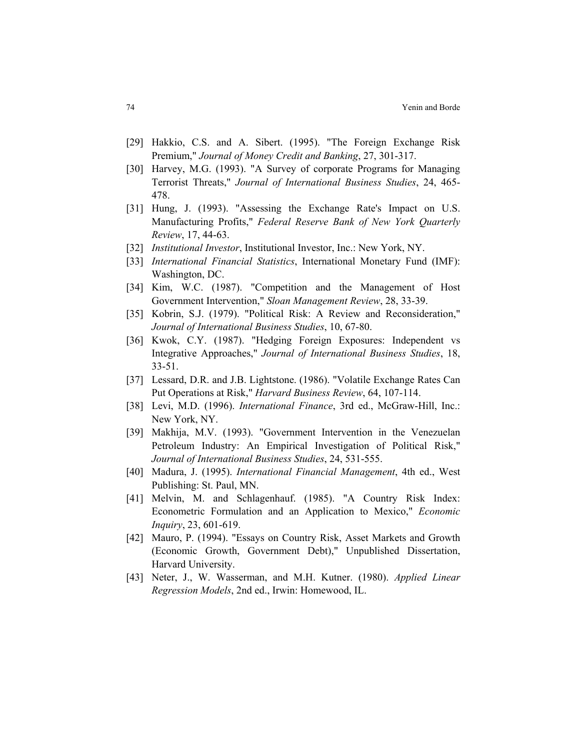[29] Hakkio, C.S. and A. Sibert. (1995). "The Foreign Exchange Risk Premium," *Journal of Money Credit and Banking*, 27, 301-317.

[30] Harvey, M.G. (1993). "A Survey of corporate Programs for Managing Terrorist Threats," *Journal of International Business Studies*, 24, 465-478.

[31] Hung, J. (1993). "Assessing the Exchange Rate's Impact on U.S. Manufacturing Profits," *Federal Reserve Bank of New York Quarterly Review*, 17, 44-63.

[32] *Institutional Investor*, Institutional Investor, Inc.: New York, NY.

[33] *International Financial Statistics*, International Monetary Fund (IMF): Washington, DC.

[34] Kim, W.C. (1987). "Competition and the Management of Host Government Intervention," *Sloan Management Review*, 28, 33-39.

[35] Kobrin, S.J. (1979). "Political Risk: A Review and Reconsideration," *Journal of International Business Studies*, 10, 67-80.

[36] Kwok, C.Y. (1987). "Hedging Foreign Exposures: Independent vs Integrative Approaches," *Journal of International Business Studies*, 18, 33-51.

[37] Lessard, D.R. and J.B. Lightstone. (1986). "Volatile Exchange Rates Can Put Operations at Risk," *Harvard Business Review*, 64, 107-114.

[38] Levi, M.D. (1996). *International Finance*, 3rd ed., McGraw-Hill, Inc.: New York, NY.

[39] Makhija, M.V. (1993). "Government Intervention in the Venezuelan Petroleum Industry: An Empirical Investigation of Political Risk," *Journal of International Business Studies*, 24, 531-555.

[40] Madura, J. (1995). *International Financial Management*, 4th ed., West Publishing: St. Paul, MN.

[41] Melvin, M. and Schlagenhauf. (1985). "A Country Risk Index: Econometric Formulation and an Application to Mexico," *Economic Inquiry*, 23, 601-619.

[42] Mauro, P. (1994). "Essays on Country Risk, Asset Markets and Growth (Economic Growth, Government Debt)," Unpublished Dissertation, Harvard University.

[43] Neter, J., W. Wasserman, and M.H. Kutner. (1980). *Applied Linear Regression Models*, 2nd ed., Irwin: Homewood, IL.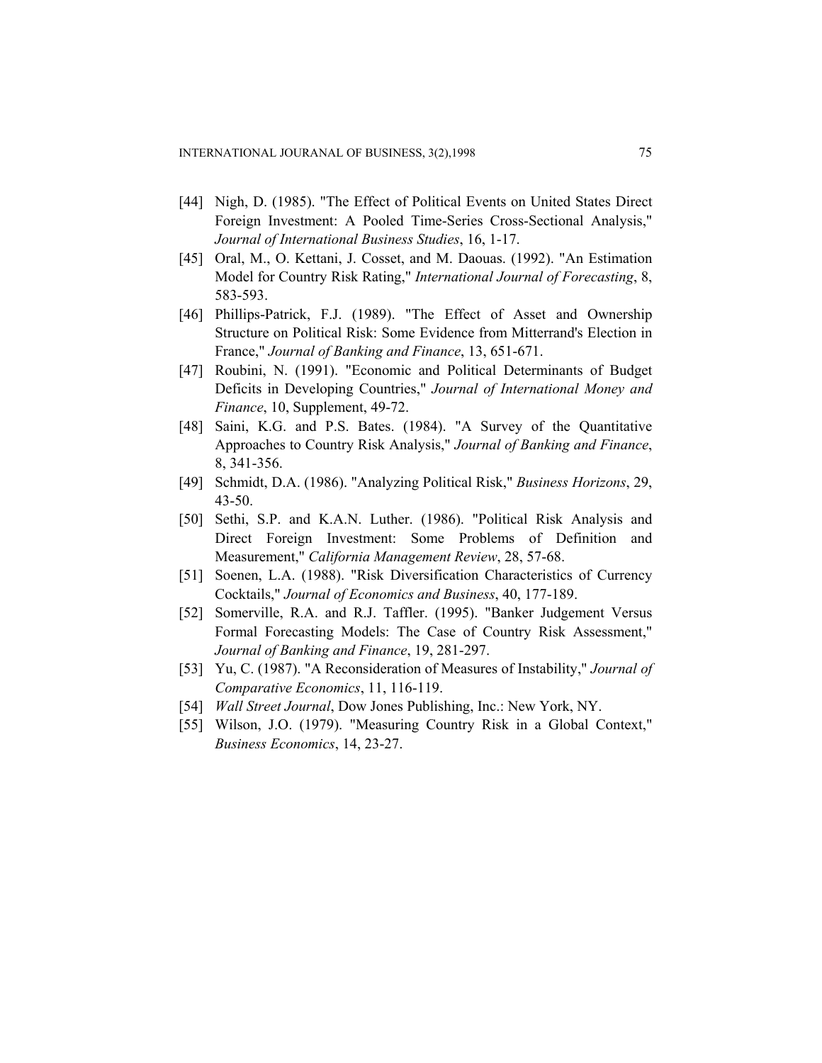[44] Nigh, D. (1985). "The Effect of Political Events on United States Direct Foreign Investment: A Pooled Time-Series Cross-Sectional Analysis," *Journal of International Business Studies*, 16, 1-17.

[45] Oral, M., O. Kettani, J. Cosset, and M. Daouas. (1992). "An Estimation Model for Country Risk Rating," *International Journal of Forecasting*, 8, 583-593.

[46] Phillips-Patrick, F.J. (1989). "The Effect of Asset and Ownership Structure on Political Risk: Some Evidence from Mitterrand's Election in France," *Journal of Banking and Finance*, 13, 651-671.

[47] Roubini, N. (1991). "Economic and Political Determinants of Budget Deficits in Developing Countries," *Journal of International Money and Finance*, 10, Supplement, 49-72.

[48] Saini, K.G. and P.S. Bates. (1984). "A Survey of the Quantitative Approaches to Country Risk Analysis," *Journal of Banking and Finance*, 8, 341-356.

[49] Schmidt, D.A. (1986). "Analyzing Political Risk," *Business Horizons*, 29, 43-50.

[50] Sethi, S.P. and K.A.N. Luther. (1986). "Political Risk Analysis and Direct Foreign Investment: Some Problems of Definition and Measurement," *California Management Review*, 28, 57-68.

[51] Soenen, L.A. (1988). "Risk Diversification Characteristics of Currency Cocktails," *Journal of Economics and Business*, 40, 177-189.

[52] Somerville, R.A. and R.J. Taffler. (1995). "Banker Judgement Versus Formal Forecasting Models: The Case of Country Risk Assessment," *Journal of Banking and Finance*, 19, 281-297.

[53] Yu, C. (1987). "A Reconsideration of Measures of Instability," *Journal of Comparative Economics*, 11, 116-119.

[54] *Wall Street Journal*, Dow Jones Publishing, Inc.: New York, NY.

[55] Wilson, J.O. (1979). "Measuring Country Risk in a Global Context," *Business Economics*, 14, 23-27.